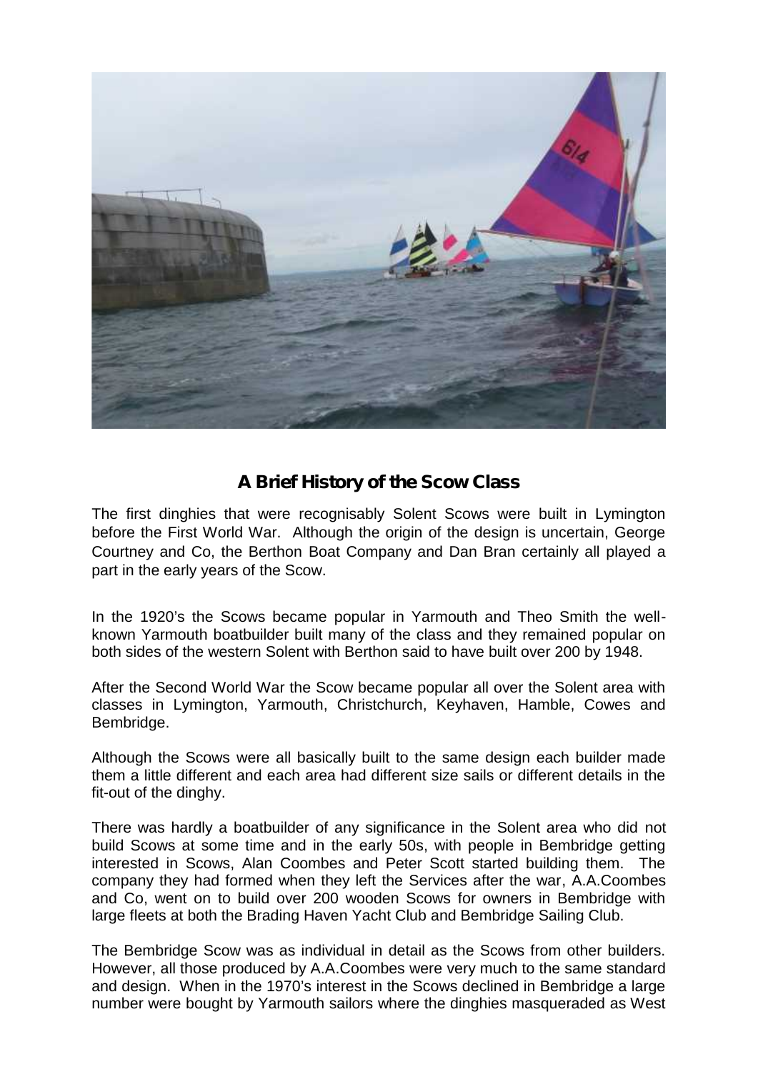## A Brief History of the Scow Class

The first dinghies that were recognisably Solent Scows were built in Lymington before the First World War. Although the origin of the design is uncertain, George Courtney and Co, the Berthon Boat Company and Dan Bran certainly all played a part in the early years of the Scow.

In the 1920's the Scows became popular in Yarmouth and Theo Smith the well-known Yarmouth boatbuilder built many of the class and they remained popular on both sides of the western Solent with Berthon said to have built over 200 by 1948.

After the Second World War the Scow became popular all over the Solent area with classes in Lymington, Yarmouth, Christchurch, Keyhaven, Hamble, Cowes and Bembridge.

Although the Scows were all basically built to the same design each builder made them a little different and each area had different size sails or different details in the fit-out of the dinghy.

There was hardly a boatbuilder of any significance in the Solent area who did not build Scows at some time and in the early 50s, with people in Bembridge getting interested in Scows, Alan Coombes and Peter Scott started building them. The company they had formed when they left the Services after the war, A.A.Coombes and Co, went on to build over 200 wooden Scows for owners in Bembridge with large fleets at both the Brading Haven Yacht Club and Bembridge Sailing Club.

The Bembridge Scow was as individual in detail as the Scows from other builders. However, all those produced by A.A.Coombes were very much to the same standard and design. When in the 1970's interest in the Scows declined in Bembridge a large number were bought by Yarmouth sailors where the dinghies masqueraded as West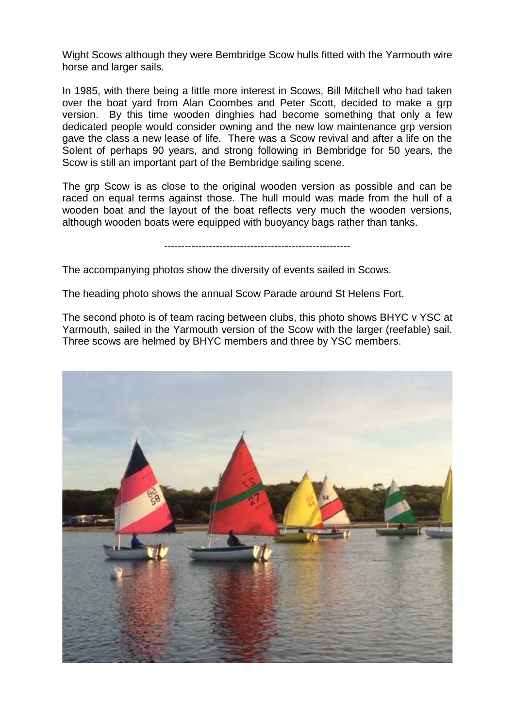Wight Scows although they were Bembridge Scow hulls fitted with the Yarmouth wire horse and larger sails.

In 1985, with there being a little more interest in Scows, Bill Mitchell who had taken over the boat yard from Alan Coombes and Peter Scott, decided to make a grp version. By this time wooden dinghies had become something that only a few dedicated people would consider owning and the new low maintenance grp version gave the class a new lease of life. There was a Scow revival and after a life on the Solent of perhaps 90 years, and strong following in Bembridge for 50 years, the Scow is still an important part of the Bembridge sailing scene.

The grp Scow is as close to the original wooden version as possible and can be raced on equal terms against those. The hull mould was made from the hull of a wooden boat and the layout of the boat reflects very much the wooden versions, although wooden boats were equipped with buoyancy bags rather than tanks.

-----------------------------------------------------

The accompanying photos show the diversity of events sailed in Scows.

The heading photo shows the annual Scow Parade around St Helens Fort.

The second photo is of team racing between clubs, this photo shows BHYC v YSC at Yarmouth, sailed in the Yarmouth version of the Scow with the larger (reefable) sail. Three scows are helmed by BHYC members and three by YSC members.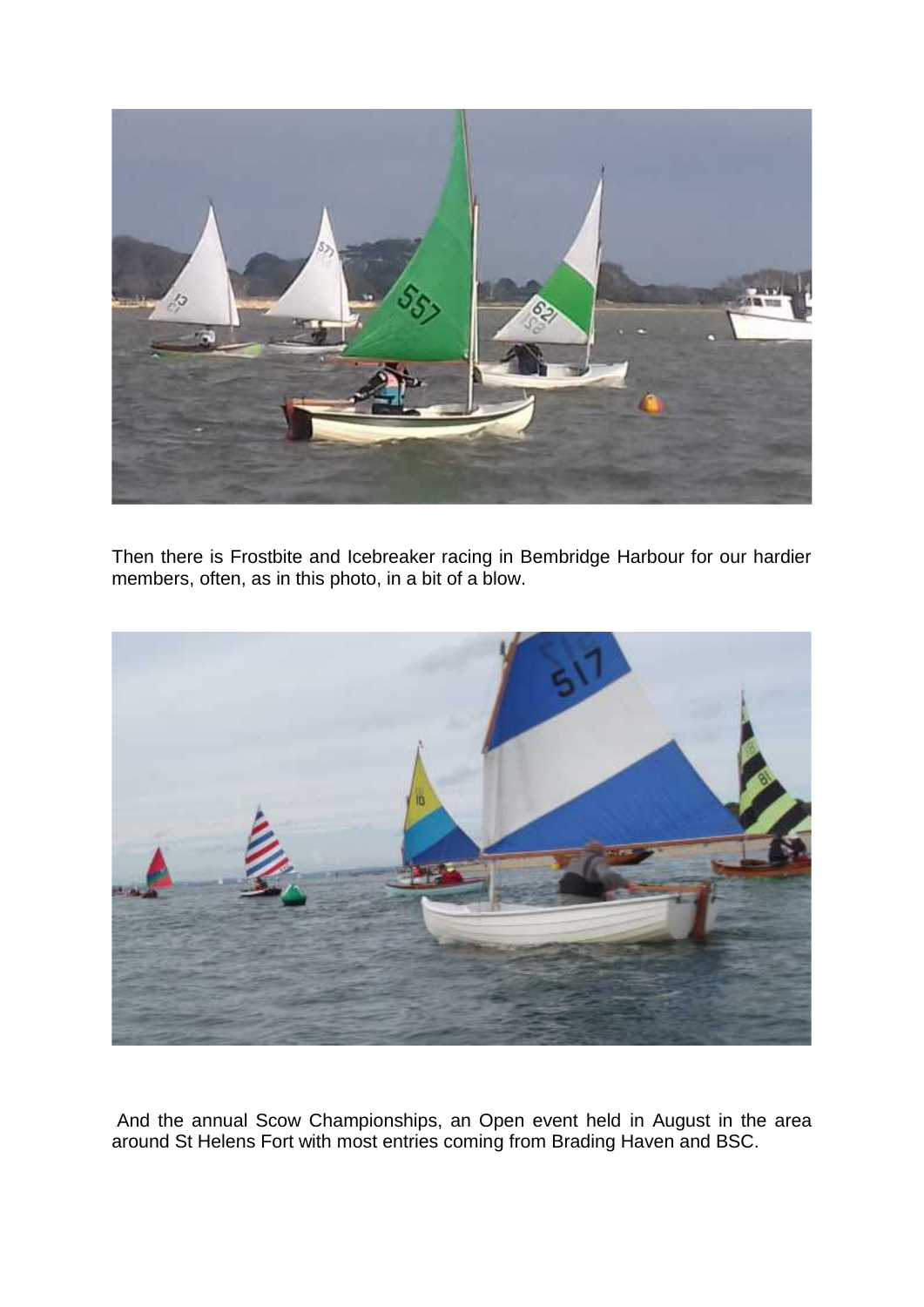Then there is Frostbite and Icebreaker racing in Bembridge Harbour for our hardier members, often, as in this photo, in a bit of a blow.

And the annual Scow Championships, an Open event held in August in the area around St Helens Fort with most entries coming from Brading Haven and BSC.